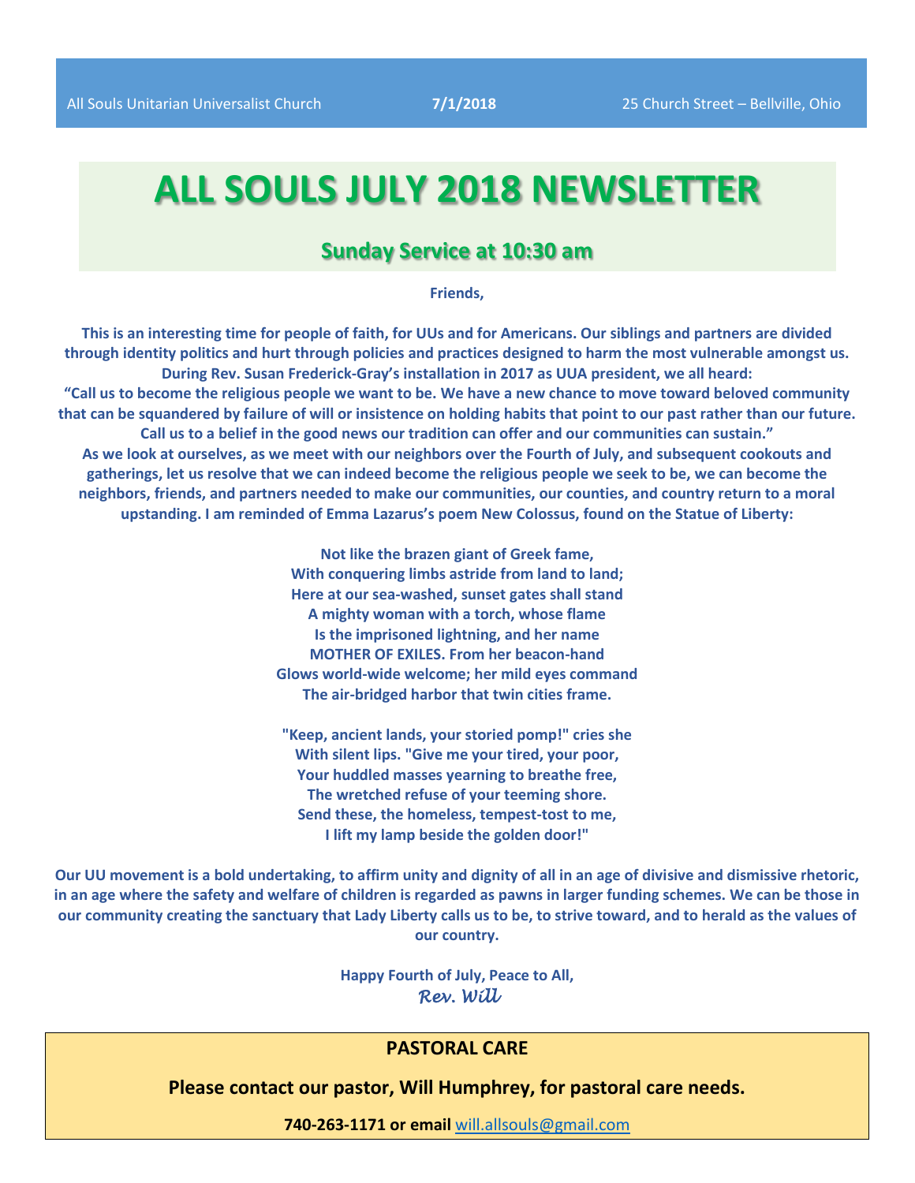All Souls Unitarian Universalist Church **7/1/2018** 25 Church Street – Bellville, Ohio

# ALL SOULS JULY 2018 NEWSLETTER

## Sunday Service at 10:30 am

**Friends,**

**This is an interesting time for people of faith, for UUs and for Americans. Our siblings and partners are divided through identity politics and hurt through policies and practices designed to harm the most vulnerable amongst us. During Rev. Susan Frederick-Gray's installation in 2017 as UUA president, we all heard:**
**"Call us to become the religious people we want to be. We have a new chance to move toward beloved community that can be squandered by failure of will or insistence on holding habits that point to our past rather than our future. Call us to a belief in the good news our tradition can offer and our communities can sustain."**
**As we look at ourselves, as we meet with our neighbors over the Fourth of July, and subsequent cookouts and gatherings, let us resolve that we can indeed become the religious people we seek to be, we can become the neighbors, friends, and partners needed to make our communities, our counties, and country return to a moral upstanding. I am reminded of Emma Lazarus's poem New Colossus, found on the Statue of Liberty:**

**Not like the brazen giant of Greek fame,**
**With conquering limbs astride from land to land;**
**Here at our sea-washed, sunset gates shall stand**
**A mighty woman with a torch, whose flame**
**Is the imprisoned lightning, and her name**
**MOTHER OF EXILES. From her beacon-hand**
**Glows world-wide welcome; her mild eyes command**
**The air-bridged harbor that twin cities frame.**

**"Keep, ancient lands, your storied pomp!" cries she**
**With silent lips. "Give me your tired, your poor,**
**Your huddled masses yearning to breathe free,**
**The wretched refuse of your teeming shore.**
**Send these, the homeless, tempest-tost to me,**
**I lift my lamp beside the golden door!"**

**Our UU movement is a bold undertaking, to affirm unity and dignity of all in an age of divisive and dismissive rhetoric, in an age where the safety and welfare of children is regarded as pawns in larger funding schemes. We can be those in our community creating the sanctuary that Lady Liberty calls us to be, to strive toward, and to herald as the values of our country.**

**Happy Fourth of July, Peace to All,**
***Rev. Will***

## PASTORAL CARE

**Please contact our pastor, Will Humphrey, for pastoral care needs.**

**740-263-1171 or email** will.allsouls@gmail.com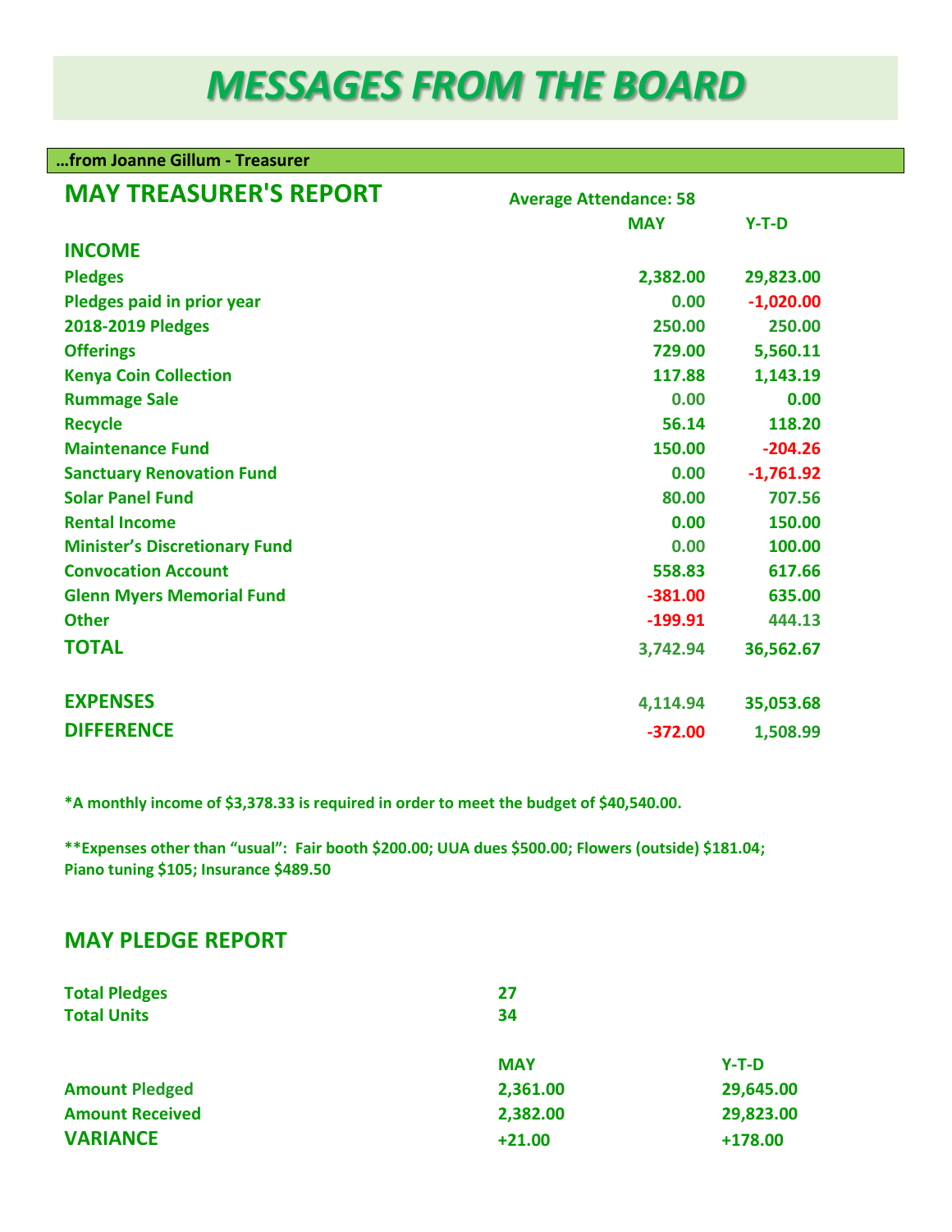# MESSAGES FROM THE BOARD

**…from Joanne Gillum - Treasurer**

## MAY TREASURER'S REPORT

**Average Attendance: 58**

| | MAY | Y-T-D |
|---|---|---|
| **INCOME** | | |
| Pledges | 2,382.00 | 29,823.00 |
| Pledges paid in prior year | 0.00 | -1,020.00 |
| 2018-2019 Pledges | 250.00 | 250.00 |
| Offerings | 729.00 | 5,560.11 |
| Kenya Coin Collection | 117.88 | 1,143.19 |
| Rummage Sale | 0.00 | 0.00 |
| Recycle | 56.14 | 118.20 |
| Maintenance Fund | 150.00 | -204.26 |
| Sanctuary Renovation Fund | 0.00 | -1,761.92 |
| Solar Panel Fund | 80.00 | 707.56 |
| Rental Income | 0.00 | 150.00 |
| Minister's Discretionary Fund | 0.00 | 100.00 |
| Convocation Account | 558.83 | 617.66 |
| Glenn Myers Memorial Fund | -381.00 | 635.00 |
| Other | -199.91 | 444.13 |
| **TOTAL** | 3,742.94 | 36,562.67 |
| **EXPENSES** | 4,114.94 | 35,053.68 |
| **DIFFERENCE** | -372.00 | 1,508.99 |

**\*A monthly income of $3,378.33 is required in order to meet the budget of $40,540.00.**

**\*\*Expenses other than "usual": Fair booth $200.00; UUA dues $500.00; Flowers (outside) $181.04; Piano tuning $105; Insurance $489.50**

## MAY PLEDGE REPORT

| | |
|---|---|
| Total Pledges | 27 |
| Total Units | 34 |

| | MAY | Y-T-D |
|---|---|---|
| Amount Pledged | 2,361.00 | 29,645.00 |
| Amount Received | 2,382.00 | 29,823.00 |
| **VARIANCE** | +21.00 | +178.00 |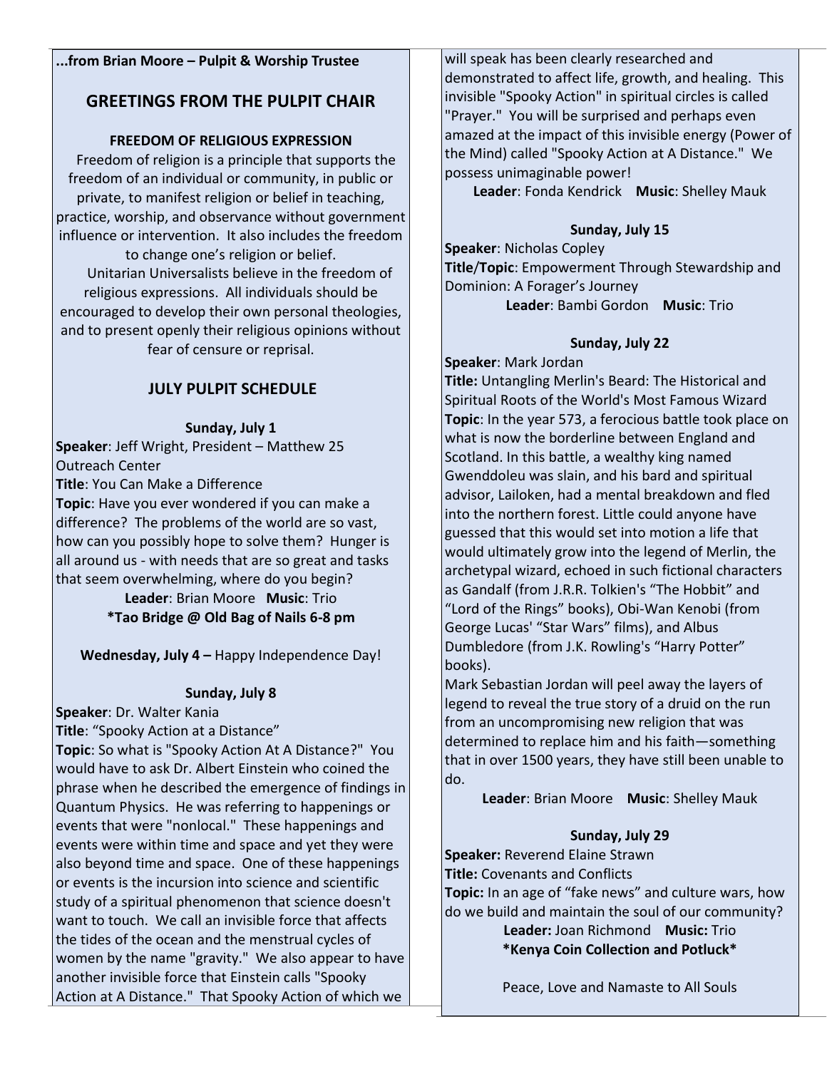**...from Brian Moore – Pulpit & Worship Trustee**

## GREETINGS FROM THE PULPIT CHAIR

### FREEDOM OF RELIGIOUS EXPRESSION

Freedom of religion is a principle that supports the freedom of an individual or community, in public or private, to manifest religion or belief in teaching, practice, worship, and observance without government influence or intervention. It also includes the freedom to change one's religion or belief.

Unitarian Universalists believe in the freedom of religious expressions. All individuals should be encouraged to develop their own personal theologies, and to present openly their religious opinions without fear of censure or reprisal.

## JULY PULPIT SCHEDULE

**Sunday, July 1**

**Speaker**: Jeff Wright, President – Matthew 25 Outreach Center
**Title**: You Can Make a Difference
**Topic**: Have you ever wondered if you can make a difference? The problems of the world are so vast, how can you possibly hope to solve them? Hunger is all around us - with needs that are so great and tasks that seem overwhelming, where do you begin?
**Leader**: Brian Moore **Music**: Trio
**\*Tao Bridge @ Old Bag of Nails 6-8 pm**

**Wednesday, July 4 –** Happy Independence Day!

**Sunday, July 8**

**Speaker**: Dr. Walter Kania
**Title**: "Spooky Action at a Distance"
**Topic**: So what is "Spooky Action At A Distance?" You would have to ask Dr. Albert Einstein who coined the phrase when he described the emergence of findings in Quantum Physics. He was referring to happenings or events that were "nonlocal." These happenings and events were within time and space and yet they were also beyond time and space. One of these happenings or events is the incursion into science and scientific study of a spiritual phenomenon that science doesn't want to touch. We call an invisible force that affects the tides of the ocean and the menstrual cycles of women by the name "gravity." We also appear to have another invisible force that Einstein calls "Spooky Action at A Distance." That Spooky Action of which we will speak has been clearly researched and demonstrated to affect life, growth, and healing. This invisible "Spooky Action" in spiritual circles is called "Prayer." You will be surprised and perhaps even amazed at the impact of this invisible energy (Power of the Mind) called "Spooky Action at A Distance." We possess unimaginable power!
**Leader**: Fonda Kendrick **Music**: Shelley Mauk

**Sunday, July 15**

**Speaker**: Nicholas Copley
**Title/Topic**: Empowerment Through Stewardship and Dominion: A Forager's Journey
**Leader**: Bambi Gordon **Music**: Trio

**Sunday, July 22**

**Speaker**: Mark Jordan
**Title:** Untangling Merlin's Beard: The Historical and Spiritual Roots of the World's Most Famous Wizard
**Topic**: In the year 573, a ferocious battle took place on what is now the borderline between England and Scotland. In this battle, a wealthy king named Gwenddoleu was slain, and his bard and spiritual advisor, Lailoken, had a mental breakdown and fled into the northern forest. Little could anyone have guessed that this would set into motion a life that would ultimately grow into the legend of Merlin, the archetypal wizard, echoed in such fictional characters as Gandalf (from J.R.R. Tolkien's "The Hobbit" and "Lord of the Rings" books), Obi-Wan Kenobi (from George Lucas' "Star Wars" films), and Albus Dumbledore (from J.K. Rowling's "Harry Potter" books).
Mark Sebastian Jordan will peel away the layers of legend to reveal the true story of a druid on the run from an uncompromising new religion that was determined to replace him and his faith—something that in over 1500 years, they have still been unable to do.
**Leader**: Brian Moore **Music**: Shelley Mauk

**Sunday, July 29**

**Speaker:** Reverend Elaine Strawn
**Title:** Covenants and Conflicts
**Topic:** In an age of "fake news" and culture wars, how do we build and maintain the soul of our community?
**Leader:** Joan Richmond **Music:** Trio
**\*Kenya Coin Collection and Potluck\***

Peace, Love and Namaste to All Souls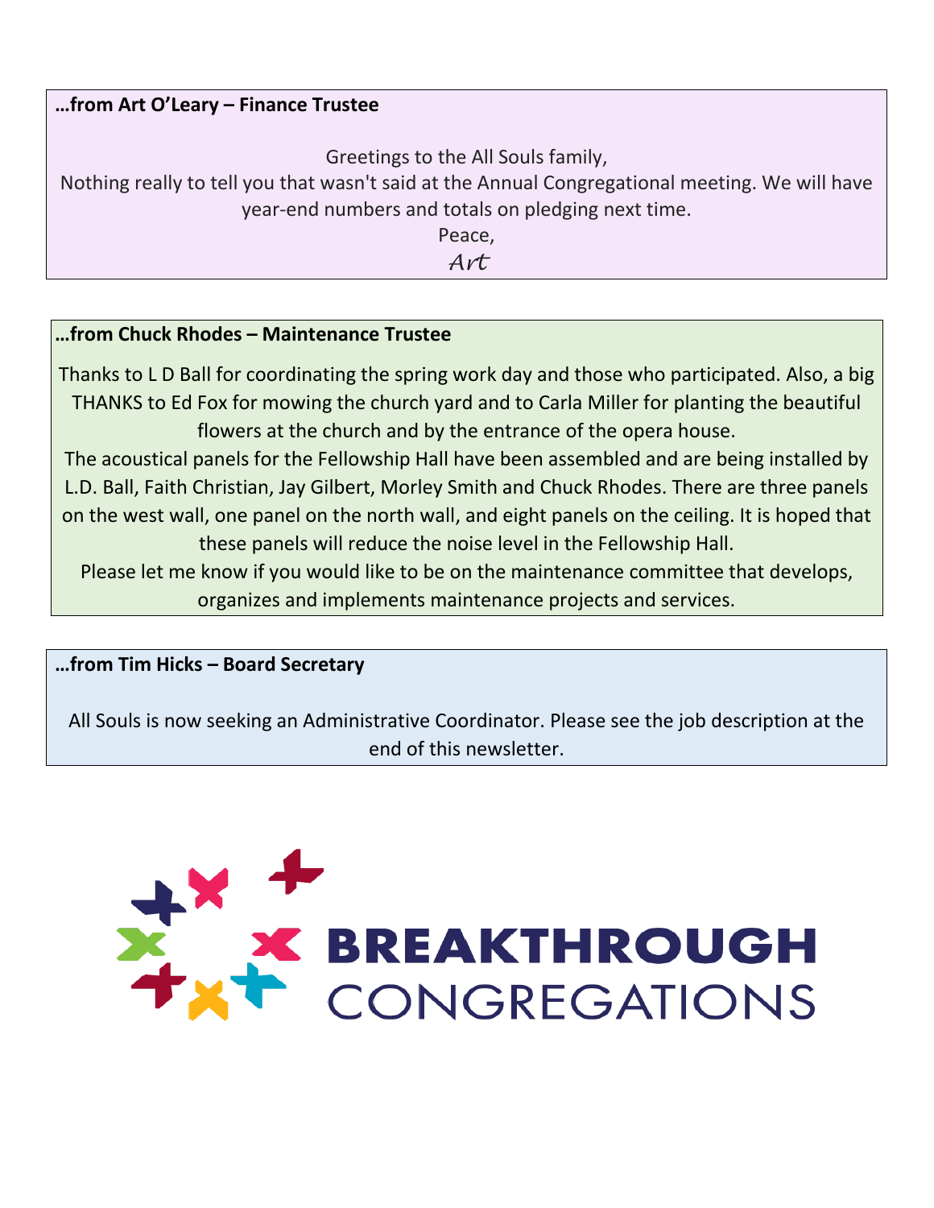**…from Art O'Leary – Finance Trustee**

Greetings to the All Souls family,
Nothing really to tell you that wasn't said at the Annual Congregational meeting. We will have year-end numbers and totals on pledging next time.
Peace,
*Art*

**…from Chuck Rhodes – Maintenance Trustee**

Thanks to L D Ball for coordinating the spring work day and those who participated. Also, a big THANKS to Ed Fox for mowing the church yard and to Carla Miller for planting the beautiful flowers at the church and by the entrance of the opera house.
The acoustical panels for the Fellowship Hall have been assembled and are being installed by L.D. Ball, Faith Christian, Jay Gilbert, Morley Smith and Chuck Rhodes. There are three panels on the west wall, one panel on the north wall, and eight panels on the ceiling. It is hoped that these panels will reduce the noise level in the Fellowship Hall.
Please let me know if you would like to be on the maintenance committee that develops, organizes and implements maintenance projects and services.

**…from Tim Hicks – Board Secretary**

All Souls is now seeking an Administrative Coordinator. Please see the job description at the end of this newsletter.

BREAKTHROUGH CONGREGATIONS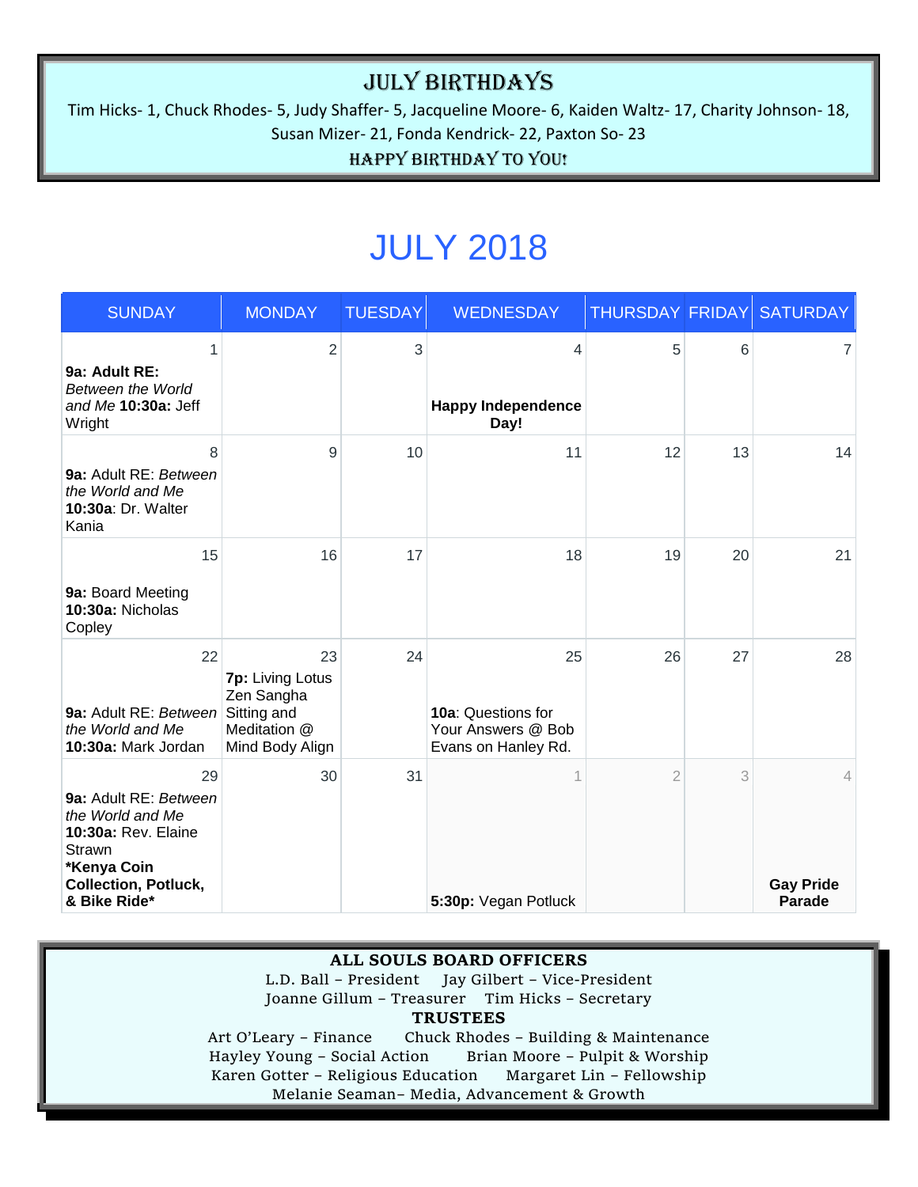## JULY BIRTHDAYS

Tim Hicks- 1, Chuck Rhodes- 5, Judy Shaffer- 5, Jacqueline Moore- 6, Kaiden Waltz- 17, Charity Johnson- 18, Susan Mizer- 21, Fonda Kendrick- 22, Paxton So- 23

HAPPY BIRTHDAY TO YOU!

# JULY 2018

| SUNDAY | MONDAY | TUESDAY | WEDNESDAY | THURSDAY | FRIDAY | SATURDAY |
|---|---|---|---|---|---|---|
| 1<br>**9a: Adult RE:** *Between the World and Me* **10:30a:** Jeff Wright | 2 | 3 | 4<br>**Happy Independence Day!** | 5 | 6 | 7 |
| 8<br>**9a:** Adult RE: *Between the World and Me* **10:30a**: Dr. Walter Kania | 9 | 10 | 11 | 12 | 13 | 14 |
| 15<br>**9a:** Board Meeting **10:30a:** Nicholas Copley | 16 | 17 | 18 | 19 | 20 | 21 |
| 22<br>**9a:** Adult RE: *Between the World and Me* **10:30a:** Mark Jordan | 23<br>**7p:** Living Lotus Zen Sangha Sitting and Meditation @ Mind Body Align | 24 | 25<br>**10a**: Questions for Your Answers @ Bob Evans on Hanley Rd. | 26 | 27 | 28 |
| 29<br>**9a:** Adult RE: *Between the World and Me* **10:30a:** Rev. Elaine Strawn **\*Kenya Coin Collection, Potluck, & Bike Ride\*** | 30 | 31 | 1<br>**5:30p:** Vegan Potluck | 2 | 3 | 4<br>**Gay Pride Parade** |

**ALL SOULS BOARD OFFICERS**

L.D. Ball – President   Jay Gilbert – Vice-President
Joanne Gillum – Treasurer   Tim Hicks – Secretary

**TRUSTEES**

Art O'Leary – Finance   Chuck Rhodes – Building & Maintenance
Hayley Young – Social Action   Brian Moore – Pulpit & Worship
Karen Gotter – Religious Education   Margaret Lin – Fellowship
Melanie Seaman– Media, Advancement & Growth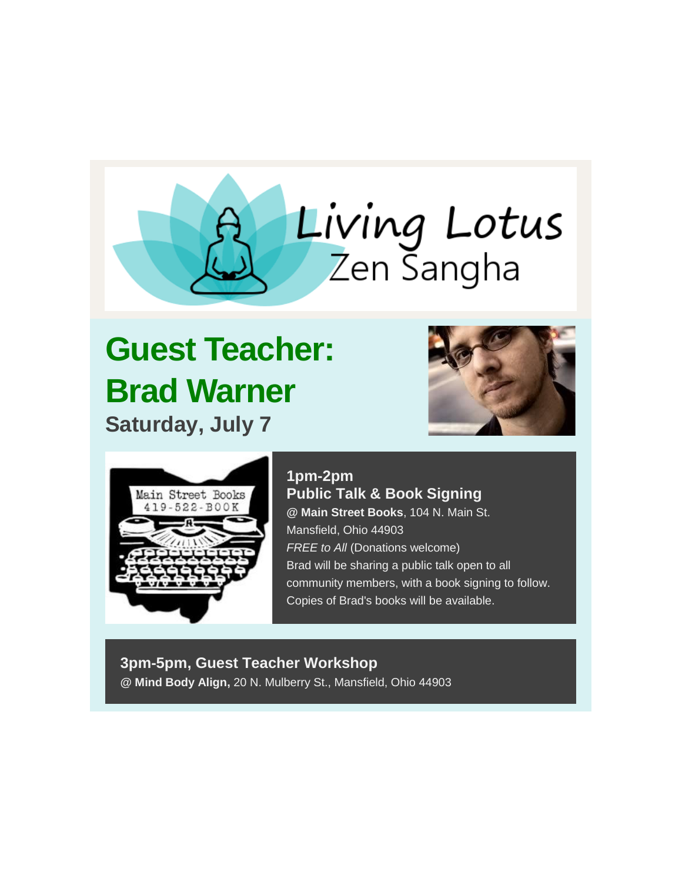Living Lotus
Zen Sangha

# Guest Teacher: Brad Warner

## Saturday, July 7

Main Street Books
419-522-BOOK

### 1pm-2pm
### Public Talk & Book Signing

@ **Main Street Books**, 104 N. Main St.
Mansfield, Ohio 44903
*FREE to All* (Donations welcome)
Brad will be sharing a public talk open to all community members, with a book signing to follow. Copies of Brad's books will be available.

### 3pm-5pm, Guest Teacher Workshop

@ **Mind Body Align,** 20 N. Mulberry St., Mansfield, Ohio 44903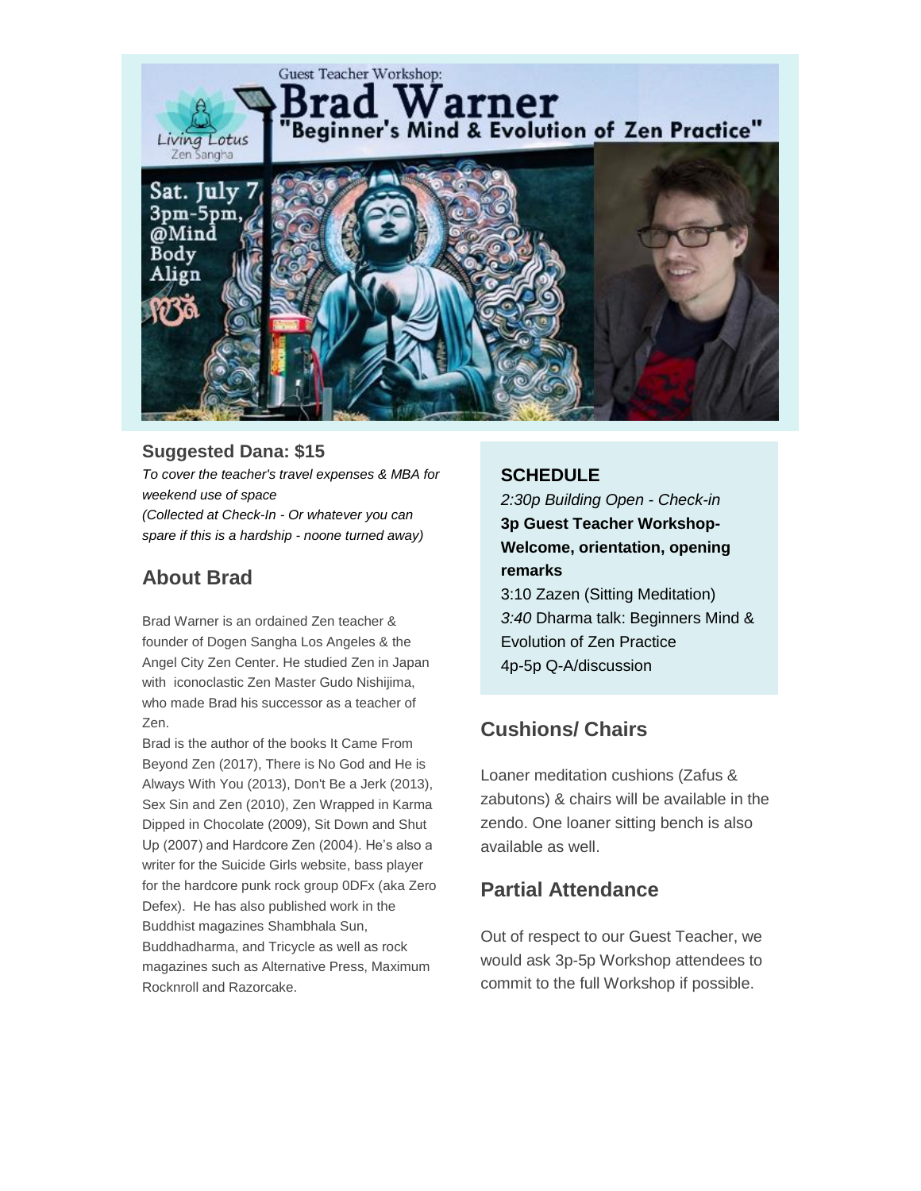Guest Teacher Workshop:

# Brad Warner

## "Beginner's Mind & Evolution of Zen Practice"

Living Lotus Zen Sangha

Sat. July 7
3pm-5pm,
@Mind Body Align

**Suggested Dana: $15**

*To cover the teacher's travel expenses & MBA for weekend use of space*
*(Collected at Check-In - Or whatever you can spare if this is a hardship - noone turned away)*

## About Brad

Brad Warner is an ordained Zen teacher & founder of Dogen Sangha Los Angeles & the Angel City Zen Center. He studied Zen in Japan with iconoclastic Zen Master Gudo Nishijima, who made Brad his successor as a teacher of Zen.

Brad is the author of the books It Came From Beyond Zen (2017), There is No God and He is Always With You (2013), Don't Be a Jerk (2013), Sex Sin and Zen (2010), Zen Wrapped in Karma Dipped in Chocolate (2009), Sit Down and Shut Up (2007) and Hardcore Zen (2004). He's also a writer for the Suicide Girls website, bass player for the hardcore punk rock group 0DFx (aka Zero Defex). He has also published work in the Buddhist magazines Shambhala Sun, Buddhadharma, and Tricycle as well as rock magazines such as Alternative Press, Maximum Rocknroll and Razorcake.

**SCHEDULE**

*2:30p Building Open - Check-in*
**3p Guest Teacher Workshop- Welcome, orientation, opening remarks**
3:10 Zazen (Sitting Meditation)
*3:40* Dharma talk: Beginners Mind & Evolution of Zen Practice
4p-5p Q-A/discussion

## Cushions/ Chairs

Loaner meditation cushions (Zafus & zabutons) & chairs will be available in the zendo. One loaner sitting bench is also available as well.

## Partial Attendance

Out of respect to our Guest Teacher, we would ask 3p-5p Workshop attendees to commit to the full Workshop if possible.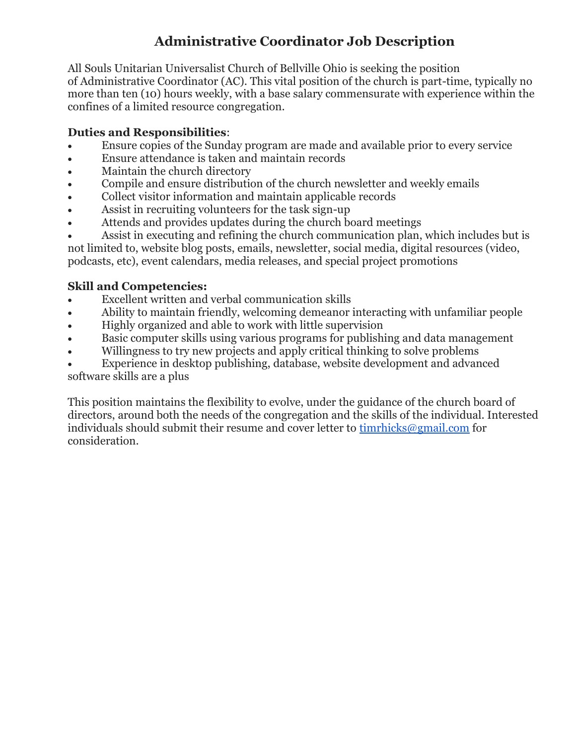# Administrative Coordinator Job Description

All Souls Unitarian Universalist Church of Bellville Ohio is seeking the position of Administrative Coordinator (AC). This vital position of the church is part-time, typically no more than ten (10) hours weekly, with a base salary commensurate with experience within the confines of a limited resource congregation.

**Duties and Responsibilities**:

- Ensure copies of the Sunday program are made and available prior to every service
- Ensure attendance is taken and maintain records
- Maintain the church directory
- Compile and ensure distribution of the church newsletter and weekly emails
- Collect visitor information and maintain applicable records
- Assist in recruiting volunteers for the task sign-up
- Attends and provides updates during the church board meetings
- Assist in executing and refining the church communication plan, which includes but is not limited to, website blog posts, emails, newsletter, social media, digital resources (video, podcasts, etc), event calendars, media releases, and special project promotions

**Skill and Competencies:**

- Excellent written and verbal communication skills
- Ability to maintain friendly, welcoming demeanor interacting with unfamiliar people
- Highly organized and able to work with little supervision
- Basic computer skills using various programs for publishing and data management
- Willingness to try new projects and apply critical thinking to solve problems
- Experience in desktop publishing, database, website development and advanced software skills are a plus

This position maintains the flexibility to evolve, under the guidance of the church board of directors, around both the needs of the congregation and the skills of the individual. Interested individuals should submit their resume and cover letter to timrhicks@gmail.com for consideration.